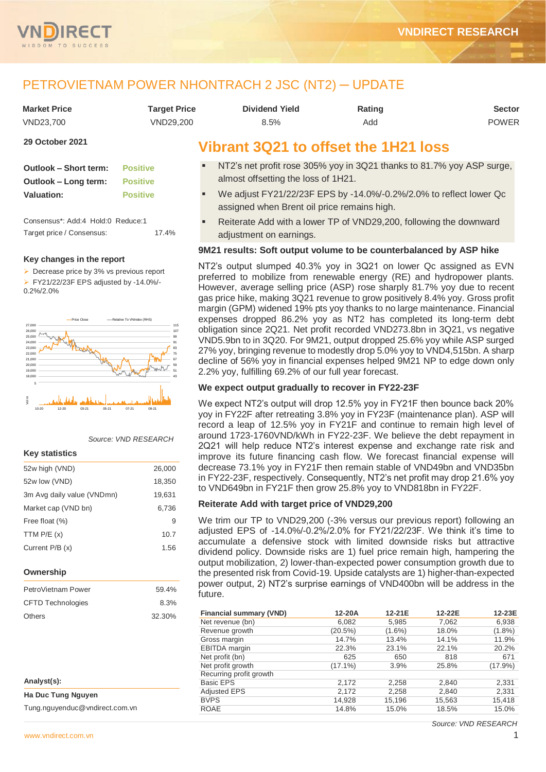# PETROVIETNAM POWER NHONTRACH 2 JSC (NT2) ─ UPDATE

| Market Price | Target Price | Dividend Yield | Rating | Sector |
|---|---|---|---|---|
| VND23,700 | VND29,200 | 8.5% | Add | POWER |

**29 October 2021**

| | |
|---|---|
| **Outlook – Short term:** | Positive |
| **Outlook – Long term:** | Positive |
| **Valuation:** | Positive |

Consensus*: Add:4 Hold:0 Reduce:1

Target price / Consensus: 17.4%

### Key changes in the report

- Decrease price by 3% vs previous report
- FY21/22/23F EPS adjusted by -14.0%/-0.2%/2.0%

Source: VND RESEARCH

### Key statistics

| | |
|---|---|
| 52w high (VND) | 26,000 |
| 52w low (VND) | 18,350 |
| 3m Avg daily value (VNDmn) | 19,631 |
| Market cap (VND bn) | 6,736 |
| Free float (%) | 9 |
| TTM P/E (x) | 10.7 |
| Current P/B (x) | 1.56 |

### Ownership

| | |
|---|---|
| PetroVietnam Power | 59.4% |
| CFTD Technologies | 8.3% |
| Others | 32.30% |

**Analyst(s):**

**Ha Duc Tung Nguyen**

Tung.nguyenduc@vndirect.com.vn

## Vibrant 3Q21 to offset the 1H21 loss

- NT2's net profit rose 305% yoy in 3Q21 thanks to 81.7% yoy ASP surge, almost offsetting the loss of 1H21.
- We adjust FY21/22/23F EPS by -14.0%/-0.2%/2.0% to reflect lower Qc assigned when Brent oil price remains high.
- Reiterate Add with a lower TP of VND29,200, following the downward adjustment on earnings.

### 9M21 results: Soft output volume to be counterbalanced by ASP hike

NT2's output slumped 40.3% yoy in 3Q21 on lower Qc assigned as EVN preferred to mobilize from renewable energy (RE) and hydropower plants. However, average selling price (ASP) rose sharply 81.7% yoy due to recent gas price hike, making 3Q21 revenue to grow positively 8.4% yoy. Gross profit margin (GPM) widened 19% pts yoy thanks to no large maintenance. Financial expenses dropped 86.2% yoy as NT2 has completed its long-term debt obligation since 2Q21. Net profit recorded VND273.8bn in 3Q21, vs negative VND5.9bn to in 3Q20. For 9M21, output dropped 25.6% yoy while ASP surged 27% yoy, bringing revenue to modestly drop 5.0% yoy to VND4,515bn. A sharp decline of 56% yoy in financial expenses helped 9M21 NP to edge down only 2.2% yoy, fulfilling 69.2% of our full year forecast.

### We expect output gradually to recover in FY22-23F

We expect NT2's output will drop 12.5% yoy in FY21F then bounce back 20% yoy in FY22F after retreating 3.8% yoy in FY23F (maintenance plan). ASP will record a leap of 12.5% yoy in FY21F and continue to remain high level of around 1723-1760VND/kWh in FY22-23F. We believe the debt repayment in 2Q21 will help reduce NT2's interest expense and exchange rate risk and improve its future financing cash flow. We forecast financial expense will decrease 73.1% yoy in FY21F then remain stable of VND49bn and VND35bn in FY22-23F, respectively. Consequently, NT2's net profit may drop 21.6% yoy to VND649bn in FY21F then grow 25.8% yoy to VND818bn in FY22F.

### Reiterate Add with target price of VND29,200

We trim our TP to VND29,200 (-3% versus our previous report) following an adjusted EPS of -14.0%/-0.2%/2.0% for FY21/22/23F. We think it's time to accumulate a defensive stock with limited downside risks but attractive dividend policy. Downside risks are 1) fuel price remain high, hampering the output mobilization, 2) lower-than-expected power consumption growth due to the presented risk from Covid-19. Upside catalysts are 1) higher-than-expected power output, 2) NT2's surprise earnings of VND400bn will be address in the future.

| Financial summary (VND) | 12-20A | 12-21E | 12-22E | 12-23E |
|---|---|---|---|---|
| Net revenue (bn) | 6,082 | 5,985 | 7,062 | 6,938 |
| Revenue growth | (20.5%) | (1.6%) | 18.0% | (1.8%) |
| Gross margin | 14.7% | 13.4% | 14.1% | 11.9% |
| EBITDA margin | 22.3% | 23.1% | 22.1% | 20.2% |
| Net profit (bn) | 625 | 650 | 818 | 671 |
| Net profit growth | (17.1%) | 3.9% | 25.8% | (17.9%) |
| Recurring profit growth | | | | |
| Basic EPS | 2,172 | 2,258 | 2,840 | 2,331 |
| Adjusted EPS | 2,172 | 2,258 | 2,840 | 2,331 |
| BVPS | 14,928 | 15,196 | 15,563 | 15,418 |
| ROAE | 14.8% | 15.0% | 18.5% | 15.0% |

Source: VND RESEARCH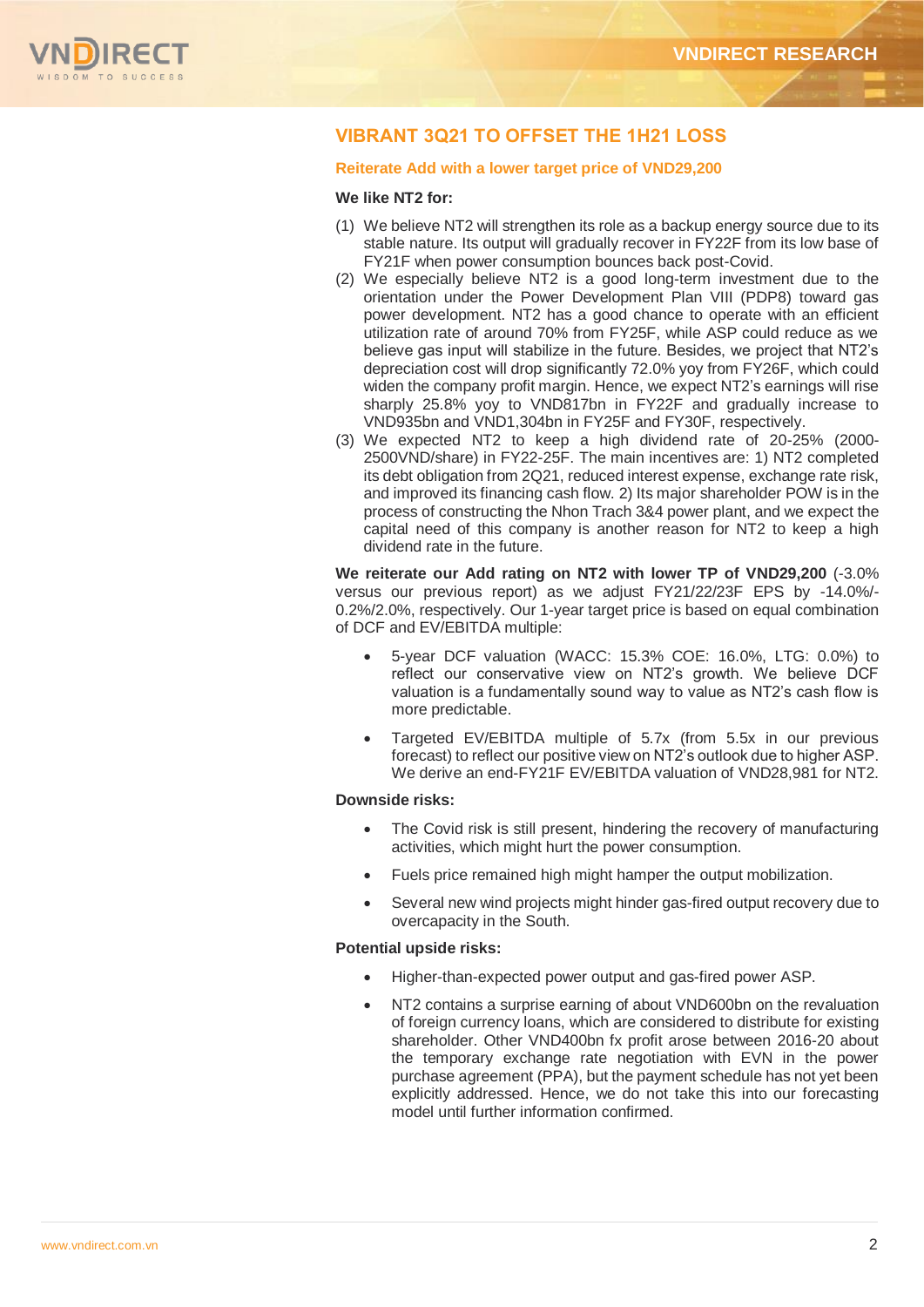## VIBRANT 3Q21 TO OFFSET THE 1H21 LOSS

### Reiterate Add with a lower target price of VND29,200

**We like NT2 for:**

(1) We believe NT2 will strengthen its role as a backup energy source due to its stable nature. Its output will gradually recover in FY22F from its low base of FY21F when power consumption bounces back post-Covid.

(2) We especially believe NT2 is a good long-term investment due to the orientation under the Power Development Plan VIII (PDP8) toward gas power development. NT2 has a good chance to operate with an efficient utilization rate of around 70% from FY25F, while ASP could reduce as we believe gas input will stabilize in the future. Besides, we project that NT2's depreciation cost will drop significantly 72.0% yoy from FY26F, which could widen the company profit margin. Hence, we expect NT2's earnings will rise sharply 25.8% yoy to VND817bn in FY22F and gradually increase to VND935bn and VND1,304bn in FY25F and FY30F, respectively.

(3) We expected NT2 to keep a high dividend rate of 20-25% (2000-2500VND/share) in FY22-25F. The main incentives are: 1) NT2 completed its debt obligation from 2Q21, reduced interest expense, exchange rate risk, and improved its financing cash flow. 2) Its major shareholder POW is in the process of constructing the Nhon Trach 3&4 power plant, and we expect the capital need of this company is another reason for NT2 to keep a high dividend rate in the future.

**We reiterate our Add rating on NT2 with lower TP of VND29,200** (-3.0% versus our previous report) as we adjust FY21/22/23F EPS by -14.0%/-0.2%/2.0%, respectively. Our 1-year target price is based on equal combination of DCF and EV/EBITDA multiple:

- 5-year DCF valuation (WACC: 15.3% COE: 16.0%, LTG: 0.0%) to reflect our conservative view on NT2's growth. We believe DCF valuation is a fundamentally sound way to value as NT2's cash flow is more predictable.
- Targeted EV/EBITDA multiple of 5.7x (from 5.5x in our previous forecast) to reflect our positive view on NT2's outlook due to higher ASP. We derive an end-FY21F EV/EBITDA valuation of VND28,981 for NT2.

**Downside risks:**

- The Covid risk is still present, hindering the recovery of manufacturing activities, which might hurt the power consumption.
- Fuels price remained high might hamper the output mobilization.
- Several new wind projects might hinder gas-fired output recovery due to overcapacity in the South.

**Potential upside risks:**

- Higher-than-expected power output and gas-fired power ASP.
- NT2 contains a surprise earning of about VND600bn on the revaluation of foreign currency loans, which are considered to distribute for existing shareholder. Other VND400bn fx profit arose between 2016-20 about the temporary exchange rate negotiation with EVN in the power purchase agreement (PPA), but the payment schedule has not yet been explicitly addressed. Hence, we do not take this into our forecasting model until further information confirmed.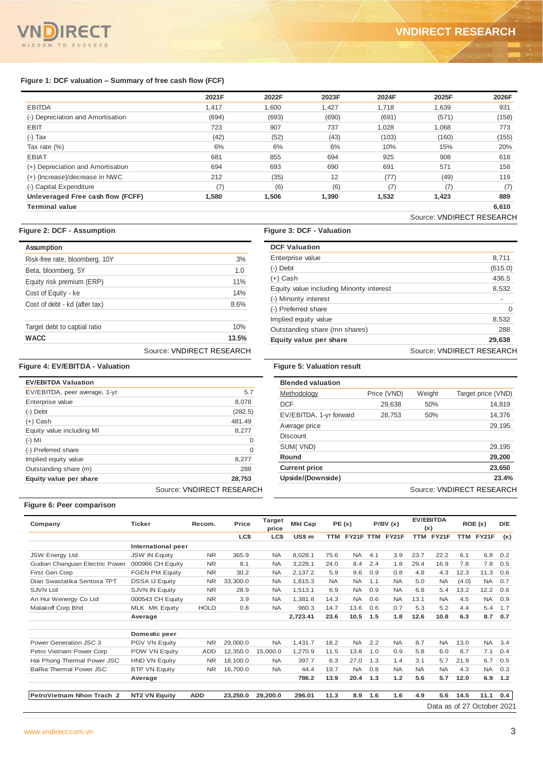**Figure 1: DCF valuation – Summary of free cash flow (FCF)**

| | 2021F | 2022F | 2023F | 2024F | 2025F | 2026F |
|---|---|---|---|---|---|---|
| EBITDA | 1,417 | 1,600 | 1,427 | 1,718 | 1,639 | 931 |
| (-) Depreciation and Amortisation | (694) | (693) | (690) | (691) | (571) | (158) |
| EBIT | 723 | 907 | 737 | 1,028 | 1,068 | 773 |
| (-) Tax | (42) | (52) | (43) | (103) | (160) | (155) |
| Tax rate (%) | 6% | 6% | 6% | 10% | 15% | 20% |
| EBIAT | 681 | 855 | 694 | 925 | 908 | 618 |
| (+) Depreciation and Amortisation | 694 | 693 | 690 | 691 | 571 | 158 |
| (+) (Increase)/decrease in NWC | 212 | (35) | 12 | (77) | (49) | 119 |
| (-) Capital Expenditure | (7) | (6) | (6) | (7) | (7) | (7) |
| **Unleveraged Free cash flow (FCFF)** | **1,580** | **1,506** | **1,390** | **1,532** | **1,423** | **889** |
| **Terminal value** | | | | | | **6,610** |

Source: VNDIRECT RESEARCH

**Figure 2: DCF - Assumption**

| Assumption | |
|---|---|
| Risk-free rate, bloomberg, 10Y | 3% |
| Beta, bloomberg, 5Y | 1.0 |
| Equity risk premium (ERP) | 11% |
| Cost of Equity - ke | 14% |
| Cost of debt - kd (after tax) | 8.6% |
| | |
| Target debt to captial ratio | 10% |
| **WACC** | **13.5%** |

Source: VNDIRECT RESEARCH

**Figure 3: DCF - Valuation**

| DCF Valuation | |
|---|---|
| Enterprise value | 8,711 |
| (-) Debt | (615.0) |
| (+) Cash | 436.5 |
| Equity value including Minority interest | 8,532 |
| (-) Minority interest | - |
| (-) Preferred share | 0 |
| Implied equity value | 8,532 |
| Outstanding share (mn shares) | 288 |
| **Equity value per share** | **29,638** |

Source: VNDIRECT RESEARCH

**Figure 4: EV/EBITDA - Valuation**

| EV/EBITDA Valuation | |
|---|---|
| EV/EBITDA, peer average, 1-yr | 5.7 |
| Enterprise value | 8,078 |
| (-) Debt | (282.5) |
| (+) Cash | 481.49 |
| Equity value including MI | 8,277 |
| (-) MI | 0 |
| (-) Preferred share | 0 |
| Implied equity value | 8,277 |
| Outstanding share (m) | 288 |
| **Equity value per share** | **28,753** |

Source: VNDIRECT RESEARCH

**Figure 5: Valuation result**

| Blended valuation | | | |
|---|---|---|---|
| Methodology | Price (VND) | Weight | Target price (VND) |
| DCF | 29,638 | 50% | 14,819 |
| EV/EBITDA, 1-yr forward | 28,753 | 50% | 14,376 |
| Average price | | | 29,195 |
| Discount | | | |
| SUM( VND) | | | 29,195 |
| **Round** | | | **29,200** |
| **Current price** | | | **23,650** |
| **Upside/(Downside)** | | | **23.4%** |

Source: VNDIRECT RESEARCH

**Figure 6: Peer comparison**

| Company | Ticker | Recom. | Price | Target price | Mkt Cap | PE (x) | | P/BV (x) | | EV/EBITDA (x) | | ROE (x) | | D/E |
|---|---|---|---|---|---|---|---|---|---|---|---|---|---|---|
| | | | LC$ | LC$ | US$ m | TTM | FY21F | TTM | FY21F | TTM | FY21F | TTM | FY21F | (x) |
| | **International peer** | | | | | | | | | | | | | |
| JSW Energy Ltd | JSW IN Equity | NR | 365.9 | NA | 8,028.1 | 75.6 | NA | 4.1 | 3.9 | 23.7 | 22.2 | 6.1 | 6.8 | 0.2 |
| Gudian Changuan Electric Power | 000966 CH Equity | NR | 8.1 | NA | 3,228.1 | 24.0 | 8.4 | 2.4 | 1.8 | 29.4 | 16.9 | 7.8 | 7.8 | 0.5 |
| First Gen Corp | FGEN PM Equity | NR | 30.2 | NA | 2,137.2 | 5.9 | 9.6 | 0.9 | 0.8 | 4.8 | 4.3 | 12.3 | 11.3 | 0.6 |
| Dian Swastatika Sentosa TPT | DSSA IJ Equity | NR | 33,300.0 | NA | 1,815.3 | NA | NA | 1.1 | NA | 5.0 | NA | (4.0) | NA | 0.7 |
| SJVN Ltd | SJVN IN Equity | NR | 28.9 | NA | 1,513.1 | 6.9 | NA | 0.9 | NA | 6.8 | 5.4 | 13.2 | 12.2 | 0.6 |
| An Hui Wenergy Co Ltd | 000543 CH Equity | NR | 3.9 | NA | 1,381.8 | 14.3 | NA | 0.6 | NA | 13.1 | NA | 4.5 | NA | 0.9 |
| Malakoff Corp Bhd | MLK MK Equity | HOLD | 0.8 | NA | 960.3 | 14.7 | 13.6 | 0.6 | 0.7 | 5.3 | 5.2 | 4.4 | 5.4 | 1.7 |
| | **Average** | | | | **2,723.41** | **23.6** | **10.5** | **1.5** | **1.8** | **12.6** | **10.8** | **6.3** | **8.7** | **0.7** |
| | **Domestic peer** | | | | | | | | | | | | | |
| Power Generation JSC 3 | PGV VN Equity | NR | 29,000.0 | NA | 1,431.7 | 18.2 | NA | 2.2 | NA | 8.7 | NA | 13.0 | NA | 3.4 |
| Petro Vietnam Power Corp | POW VN Equity | ADD | 12,350.0 | 15,000.0 | 1,270.9 | 11.5 | 13.8 | 1.0 | 0.9 | 5.8 | 6.0 | 8.7 | 7.1 | 0.4 |
| Hai Phong Thermal Power JSC | HND VN Equity | NR | 18,100.0 | NA | 397.7 | 6.3 | 27.0 | 1.3 | 1.4 | 3.1 | 5.7 | 21.9 | 6.7 | 0.5 |
| BaRia Thermal Power JSC | BTP VN Equity | NR | 16,700.0 | NA | 44.4 | 19.7 | NA | 0.8 | NA | NA | NA | 4.3 | NA | 0.3 |
| | **Average** | | | | **786.2** | **13.9** | **20.4** | **1.3** | **1.2** | **5.6** | **5.7** | **12.0** | **6.9** | **1.2** |
| **PetroVietnam Nhon Trach 2** | **NT2 VN Equity** | **ADD** | **23,250.0** | **29,200.0** | **296.01** | **11.3** | **8.9** | **1.6** | **1.6** | **4.9** | **5.6** | **14.5** | **11.1** | **0.4** |

Data as of 27 October 2021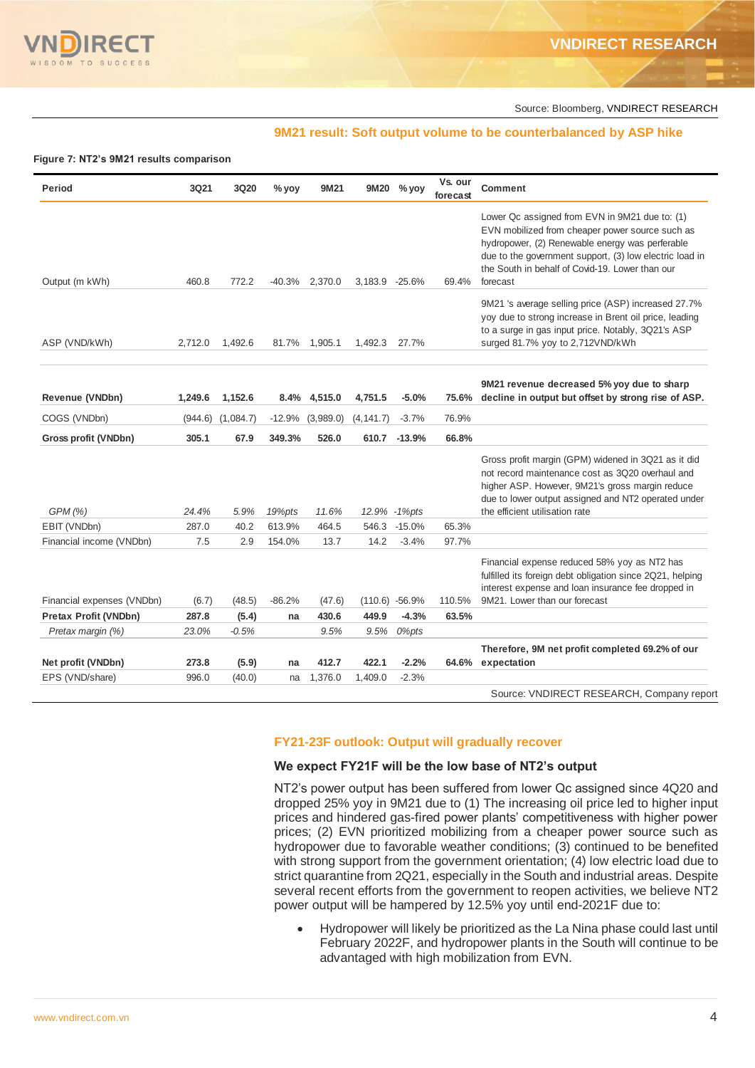Source: Bloomberg, VNDIRECT RESEARCH

## 9M21 result: Soft output volume to be counterbalanced by ASP hike

**Figure 7: NT2's 9M21 results comparison**

| Period | 3Q21 | 3Q20 | % yoy | 9M21 | 9M20 | % yoy | Vs. our forecast | Comment |
|---|---|---|---|---|---|---|---|---|
| Output (m kWh) | 460.8 | 772.2 | -40.3% | 2,370.0 | 3,183.9 | -25.6% | 69.4% | Lower Qc assigned from EVN in 9M21 due to: (1) EVN mobilized from cheaper power source such as hydropower, (2) Renewable energy was perferable due to the government support, (3) low electric load in the South in behalf of Covid-19. Lower than our forecast |
| ASP (VND/kWh) | 2,712.0 | 1,492.6 | 81.7% | 1,905.1 | 1,492.3 | 27.7% | | 9M21 's average selling price (ASP) increased 27.7% yoy due to strong increase in Brent oil price, leading to a surge in gas input price. Notably, 3Q21's ASP surged 81.7% yoy to 2,712VND/kWh |
| **Revenue (VNDbn)** | **1,249.6** | **1,152.6** | **8.4%** | **4,515.0** | **4,751.5** | **-5.0%** | **75.6%** | **9M21 revenue decreased 5% yoy due to sharp decline in output but offset by strong rise of ASP.** |
| COGS (VNDbn) | (944.6) | (1,084.7) | -12.9% | (3,989.0) | (4,141.7) | -3.7% | 76.9% | |
| **Gross profit (VNDbn)** | **305.1** | **67.9** | **349.3%** | **526.0** | **610.7** | **-13.9%** | **66.8%** | |
| *GPM (%)* | *24.4%* | *5.9%* | *19%pts* | *11.6%* | *12.9%* | *-1%pts* | | Gross profit margin (GPM) widened in 3Q21 as it did not record maintenance cost as 3Q20 overhaul and higher ASP. However, 9M21's gross margin reduce due to lower output assigned and NT2 operated under the efficient utilisation rate |
| EBIT (VNDbn) | 287.0 | 40.2 | 613.9% | 464.5 | 546.3 | -15.0% | 65.3% | |
| Financial income (VNDbn) | 7.5 | 2.9 | 154.0% | 13.7 | 14.2 | -3.4% | 97.7% | |
| Financial expenses (VNDbn) | (6.7) | (48.5) | -86.2% | (47.6) | (110.6) | -56.9% | 110.5% | Financial expense reduced 58% yoy as NT2 has fulfilled its foreign debt obligation since 2Q21, helping interest expense and loan insurance fee dropped in 9M21. Lower than our forecast |
| **Pretax Profit (VNDbn)** | **287.8** | **(5.4)** | **na** | **430.6** | **449.9** | **-4.3%** | **63.5%** | |
| *Pretax margin (%)* | *23.0%* | *-0.5%* | | *9.5%* | *9.5%* | *0%pts* | | |
| **Net profit (VNDbn)** | **273.8** | **(5.9)** | **na** | **412.7** | **422.1** | **-2.2%** | **64.6%** | **Therefore, 9M net profit completed 69.2% of our expectation** |
| EPS (VND/share) | 996.0 | (40.0) | na | 1,376.0 | 1,409.0 | -2.3% | | |

Source: VNDIRECT RESEARCH, Company report

## FY21-23F outlook: Output will gradually recover

### We expect FY21F will be the low base of NT2's output

NT2's power output has been suffered from lower Qc assigned since 4Q20 and dropped 25% yoy in 9M21 due to (1) The increasing oil price led to higher input prices and hindered gas-fired power plants' competitiveness with higher power prices; (2) EVN prioritized mobilizing from a cheaper power source such as hydropower due to favorable weather conditions; (3) continued to be benefited with strong support from the government orientation; (4) low electric load due to strict quarantine from 2Q21, especially in the South and industrial areas. Despite several recent efforts from the government to reopen activities, we believe NT2 power output will be hampered by 12.5% yoy until end-2021F due to:

- Hydropower will likely be prioritized as the La Nina phase could last until February 2022F, and hydropower plants in the South will continue to be advantaged with high mobilization from EVN.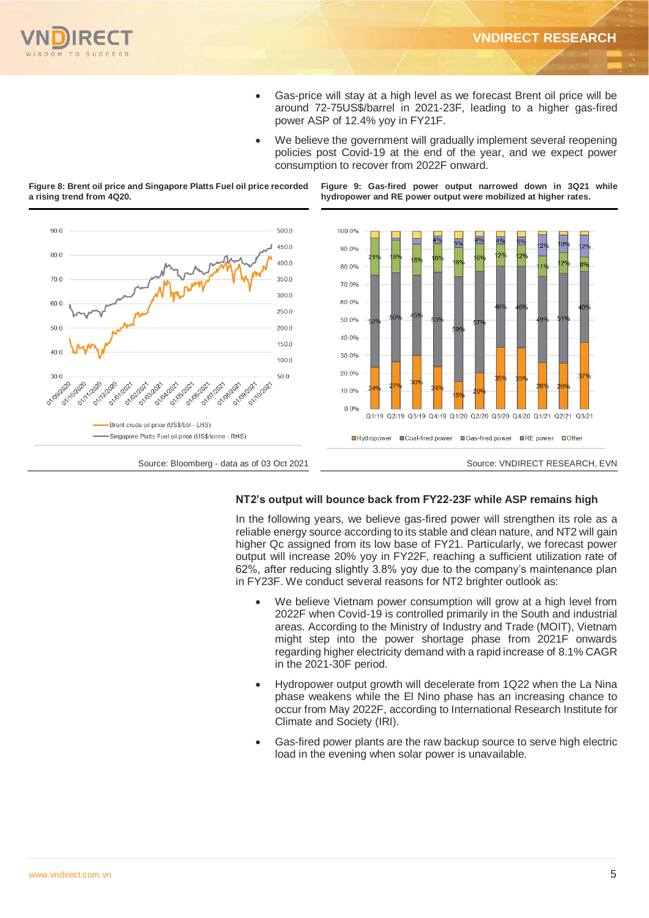- Gas-price will stay at a high level as we forecast Brent oil price will be around 72-75US$/barrel in 2021-23F, leading to a higher gas-fired power ASP of 12.4% yoy in FY21F.
- We believe the government will gradually implement several reopening policies post Covid-19 at the end of the year, and we expect power consumption to recover from 2022F onward.

**Figure 8: Brent oil price and Singapore Platts Fuel oil price recorded a rising trend from 4Q20.**

Source: Bloomberg - data as of 03 Oct 2021

**Figure 9: Gas-fired power output narrowed down in 3Q21 while hydropower and RE power output were mobilized at higher rates.**

Source: VNDIRECT RESEARCH, EVN

### NT2's output will bounce back from FY22-23F while ASP remains high

In the following years, we believe gas-fired power will strengthen its role as a reliable energy source according to its stable and clean nature, and NT2 will gain higher Qc assigned from its low base of FY21. Particularly, we forecast power output will increase 20% yoy in FY22F, reaching a sufficient utilization rate of 62%, after reducing slightly 3.8% yoy due to the company's maintenance plan in FY23F. We conduct several reasons for NT2 brighter outlook as:

- We believe Vietnam power consumption will grow at a high level from 2022F when Covid-19 is controlled primarily in the South and industrial areas. According to the Ministry of Industry and Trade (MOIT), Vietnam might step into the power shortage phase from 2021F onwards regarding higher electricity demand with a rapid increase of 8.1% CAGR in the 2021-30F period.
- Hydropower output growth will decelerate from 1Q22 when the La Nina phase weakens while the El Nino phase has an increasing chance to occur from May 2022F, according to International Research Institute for Climate and Society (IRI).
- Gas-fired power plants are the raw backup source to serve high electric load in the evening when solar power is unavailable.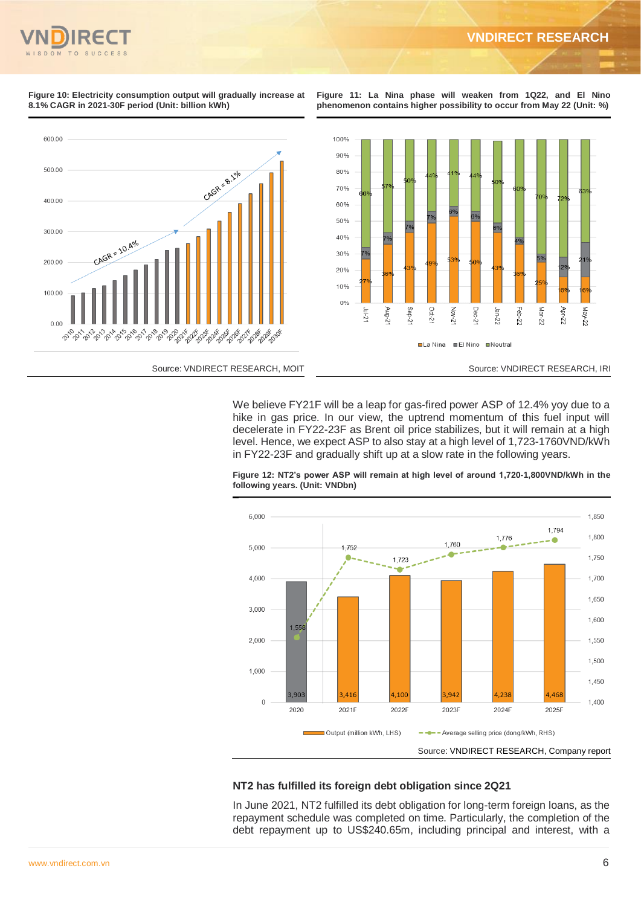**Figure 10: Electricity consumption output will gradually increase at 8.1% CAGR in 2021-30F period (Unit: billion kWh)**

Source: VNDIRECT RESEARCH, MOIT

**Figure 11: La Nina phase will weaken from 1Q22, and El Nino phenomenon contains higher possibility to occur from May 22 (Unit: %)**

| | Jul-21 | Aug-21 | Sep-21 | Oct-21 | Nov-21 | Dec-21 | Jan-22 | Feb-22 | Mar-22 | Apr-22 | May-22 |
|---|---|---|---|---|---|---|---|---|---|---|---|
| La Nina | 27% | 36% | 43% | 49% | 53% | 50% | 43% | 36% | 25% | 16% | 16% |
| El Nino | 7% | 7% | 7% | 7% | 6% | 6% | 6% | 4% | 5% | 12% | 21% |
| Neutral | 66% | 57% | 50% | 44% | 41% | 44% | 50% | 60% | 70% | 72% | 63% |

Source: VNDIRECT RESEARCH, IRI

We believe FY21F will be a leap for gas-fired power ASP of 12.4% yoy due to a hike in gas price. In our view, the uptrend momentum of this fuel input will decelerate in FY22-23F as Brent oil price stabilizes, but it will remain at a high level. Hence, we expect ASP to also stay at a high level of 1,723-1760VND/kWh in FY22-23F and gradually shift up at a slow rate in the following years.

**Figure 12: NT2's power ASP will remain at high level of around 1,720-1,800VND/kWh in the following years. (Unit: VNDbn)**

| | 2020 | 2021F | 2022F | 2023F | 2024F | 2025F |
|---|---|---|---|---|---|---|
| Output (million kWh, LHS) | 3,903 | 3,416 | 4,100 | 3,942 | 4,238 | 4,468 |
| Average selling price (dong/kWh, RHS) | 1,558 | 1,752 | 1,723 | 1,760 | 1,776 | 1,794 |

Source: VNDIRECT RESEARCH, Company report

### NT2 has fulfilled its foreign debt obligation since 2Q21

In June 2021, NT2 fulfilled its debt obligation for long-term foreign loans, as the repayment schedule was completed on time. Particularly, the completion of the debt repayment up to US$240.65m, including principal and interest, with a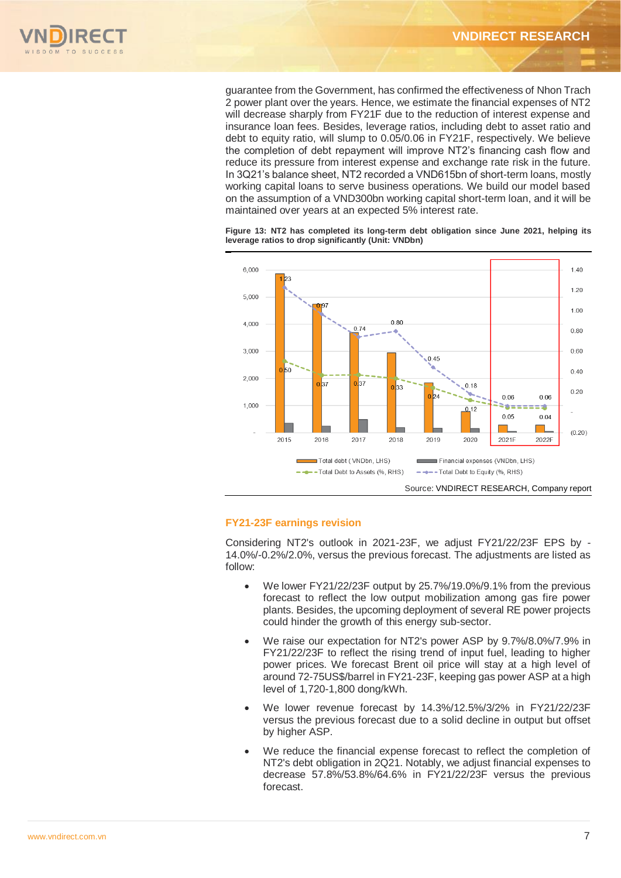guarantee from the Government, has confirmed the effectiveness of Nhon Trach 2 power plant over the years. Hence, we estimate the financial expenses of NT2 will decrease sharply from FY21F due to the reduction of interest expense and insurance loan fees. Besides, leverage ratios, including debt to asset ratio and debt to equity ratio, will slump to 0.05/0.06 in FY21F, respectively. We believe the completion of debt repayment will improve NT2's financing cash flow and reduce its pressure from interest expense and exchange rate risk in the future. In 3Q21's balance sheet, NT2 recorded a VND615bn of short-term loans, mostly working capital loans to serve business operations. We build our model based on the assumption of a VND300bn working capital short-term loan, and it will be maintained over years at an expected 5% interest rate.

**Figure 13: NT2 has completed its long-term debt obligation since June 2021, helping its leverage ratios to drop significantly (Unit: VNDbn)**

| | 2015 | 2016 | 2017 | 2018 | 2019 | 2020 | 2021F | 2022F |
|---|---|---|---|---|---|---|---|---|
| Total Debt to Equity (%, RHS) | 1.23 | 0.97 | 0.74 | 0.80 | 0.45 | 0.18 | 0.06 | 0.06 |
| Total Debt to Assets (%, RHS) | 0.50 | 0.37 | 0.37 | 0.33 | 0.24 | 0.12 | 0.05 | 0.04 |

Legend: Total debt (VNDbn, LHS); Financial expenses (VNDbn, LHS); Total Debt to Assets (%, RHS); Total Debt to Equity (%, RHS)

Source: VNDIRECT RESEARCH, Company report

## FY21-23F earnings revision

Considering NT2's outlook in 2021-23F, we adjust FY21/22/23F EPS by -14.0%/-0.2%/2.0%, versus the previous forecast. The adjustments are listed as follow:

- We lower FY21/22/23F output by 25.7%/19.0%/9.1% from the previous forecast to reflect the low output mobilization among gas fire power plants. Besides, the upcoming deployment of several RE power projects could hinder the growth of this energy sub-sector.
- We raise our expectation for NT2's power ASP by 9.7%/8.0%/7.9% in FY21/22/23F to reflect the rising trend of input fuel, leading to higher power prices. We forecast Brent oil price will stay at a high level of around 72-75US$/barrel in FY21-23F, keeping gas power ASP at a high level of 1,720-1,800 dong/kWh.
- We lower revenue forecast by 14.3%/12.5%/3/2% in FY21/22/23F versus the previous forecast due to a solid decline in output but offset by higher ASP.
- We reduce the financial expense forecast to reflect the completion of NT2's debt obligation in 2Q21. Notably, we adjust financial expenses to decrease 57.8%/53.8%/64.6% in FY21/22/23F versus the previous forecast.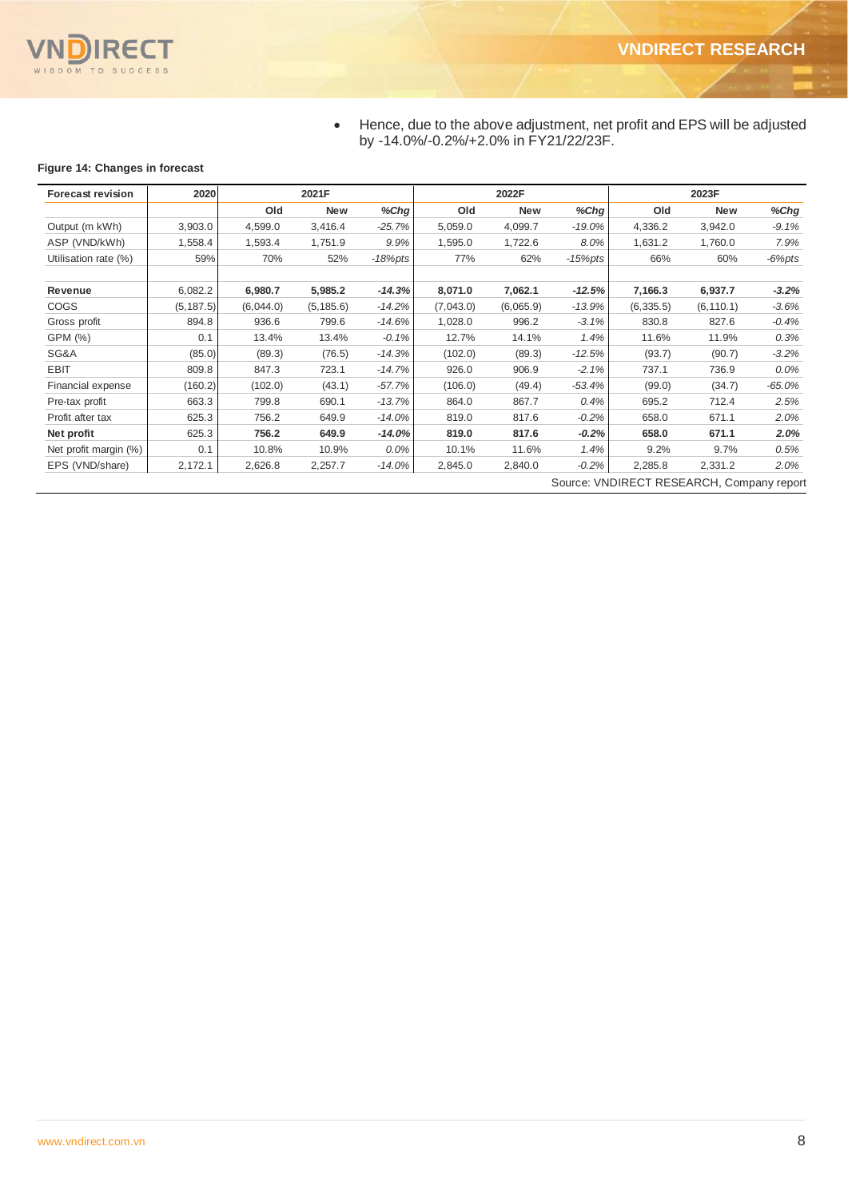- Hence, due to the above adjustment, net profit and EPS will be adjusted by -14.0%/-0.2%/+2.0% in FY21/22/23F.

**Figure 14: Changes in forecast**

| Forecast revision | 2020 | 2021F | | | 2022F | | | 2023F | | |
|---|---|---|---|---|---|---|---|---|---|---|
| | | Old | New | %Chg | Old | New | %Chg | Old | New | %Chg |
| Output (m kWh) | 3,903.0 | 4,599.0 | 3,416.4 | -25.7% | 5,059.0 | 4,099.7 | -19.0% | 4,336.2 | 3,942.0 | -9.1% |
| ASP (VND/kWh) | 1,558.4 | 1,593.4 | 1,751.9 | 9.9% | 1,595.0 | 1,722.6 | 8.0% | 1,631.2 | 1,760.0 | 7.9% |
| Utilisation rate (%) | 59% | 70% | 52% | -18%pts | 77% | 62% | -15%pts | 66% | 60% | -6%pts |
| | | | | | | | | | | |
| **Revenue** | 6,082.2 | **6,980.7** | **5,985.2** | ***-14.3%*** | **8,071.0** | **7,062.1** | ***-12.5%*** | **7,166.3** | **6,937.7** | ***-3.2%*** |
| COGS | (5,187.5) | (6,044.0) | (5,185.6) | -14.2% | (7,043.0) | (6,065.9) | -13.9% | (6,335.5) | (6,110.1) | -3.6% |
| Gross profit | 894.8 | 936.6 | 799.6 | -14.6% | 1,028.0 | 996.2 | -3.1% | 830.8 | 827.6 | -0.4% |
| GPM (%) | 0.1 | 13.4% | 13.4% | -0.1% | 12.7% | 14.1% | 1.4% | 11.6% | 11.9% | 0.3% |
| SG&A | (85.0) | (89.3) | (76.5) | -14.3% | (102.0) | (89.3) | -12.5% | (93.7) | (90.7) | -3.2% |
| EBIT | 809.8 | 847.3 | 723.1 | -14.7% | 926.0 | 906.9 | -2.1% | 737.1 | 736.9 | 0.0% |
| Financial expense | (160.2) | (102.0) | (43.1) | -57.7% | (106.0) | (49.4) | -53.4% | (99.0) | (34.7) | -65.0% |
| Pre-tax profit | 663.3 | 799.8 | 690.1 | -13.7% | 864.0 | 867.7 | 0.4% | 695.2 | 712.4 | 2.5% |
| Profit after tax | 625.3 | 756.2 | 649.9 | -14.0% | 819.0 | 817.6 | -0.2% | 658.0 | 671.1 | 2.0% |
| **Net profit** | 625.3 | **756.2** | **649.9** | ***-14.0%*** | **819.0** | **817.6** | ***-0.2%*** | **658.0** | **671.1** | ***2.0%*** |
| Net profit margin (%) | 0.1 | 10.8% | 10.9% | 0.0% | 10.1% | 11.6% | 1.4% | 9.2% | 9.7% | 0.5% |
| EPS (VND/share) | 2,172.1 | 2,626.8 | 2,257.7 | -14.0% | 2,845.0 | 2,840.0 | -0.2% | 2,285.8 | 2,331.2 | 2.0% |

Source: VNDIRECT RESEARCH, Company report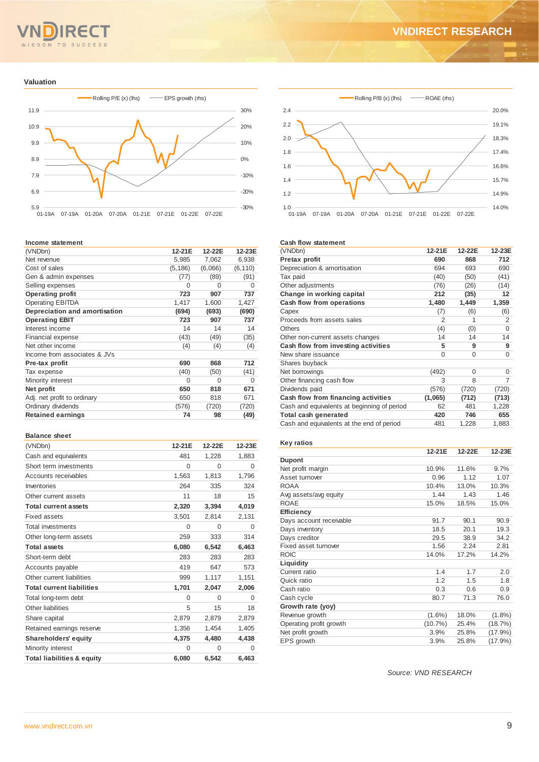## Valuation

Rolling P/E (x) (lhs) — EPS growth (rhs)

Rolling P/B (x) (lhs) — ROAE (rhs)

### Income statement

| (VNDbn) | 12-21E | 12-22E | 12-23E |
|---|---|---|---|
| Net revenue | 5,985 | 7,062 | 6,938 |
| Cost of sales | (5,186) | (6,066) | (6,110) |
| Gen & admin expenses | (77) | (89) | (91) |
| Selling expenses | 0 | 0 | 0 |
| **Operating profit** | **723** | **907** | **737** |
| Operating EBITDA | 1,417 | 1,600 | 1,427 |
| **Depreciation and amortisation** | **(694)** | **(693)** | **(690)** |
| **Operating EBIT** | **723** | **907** | **737** |
| Interest income | 14 | 14 | 14 |
| Financial expense | (43) | (49) | (35) |
| Net other income | (4) | (4) | (4) |
| Income from associates & JVs | | | |
| **Pre-tax profit** | **690** | **868** | **712** |
| Tax expense | (40) | (50) | (41) |
| Minority interest | 0 | 0 | 0 |
| **Net profit** | **650** | **818** | **671** |
| Adj. net profit to ordinary | 650 | 818 | 671 |
| Ordinary dividends | (576) | (720) | (720) |
| **Retained earnings** | **74** | **98** | **(49)** |

### Balance sheet

| (VNDbn) | 12-21E | 12-22E | 12-23E |
|---|---|---|---|
| Cash and equivalents | 481 | 1,228 | 1,883 |
| Short term investments | 0 | 0 | 0 |
| Accounts receivables | 1,563 | 1,813 | 1,796 |
| Inventories | 264 | 335 | 324 |
| Other current assets | 11 | 18 | 15 |
| **Total current assets** | **2,320** | **3,394** | **4,019** |
| Fixed assets | 3,501 | 2,814 | 2,131 |
| Total investments | 0 | 0 | 0 |
| Other long-term assets | 259 | 333 | 314 |
| **Total assets** | **6,080** | **6,542** | **6,463** |
| Short-term debt | 283 | 283 | 283 |
| Accounts payable | 419 | 647 | 573 |
| Other current liabilities | 999 | 1,117 | 1,151 |
| **Total current liabilities** | **1,701** | **2,047** | **2,006** |
| Total long-term debt | 0 | 0 | 0 |
| Other liabilities | 5 | 15 | 18 |
| Share capital | 2,879 | 2,879 | 2,879 |
| Retained earnings reserve | 1,356 | 1,454 | 1,405 |
| **Shareholders' equity** | **4,375** | **4,480** | **4,438** |
| Minority interest | 0 | 0 | 0 |
| **Total liabilities & equity** | **6,080** | **6,542** | **6,463** |

### Cash flow statement

| (VNDbn) | 12-21E | 12-22E | 12-23E |
|---|---|---|---|
| **Pretax profit** | **690** | **868** | **712** |
| Depreciation & amortisation | 694 | 693 | 690 |
| Tax paid | (40) | (50) | (41) |
| Other adjustments | (76) | (26) | (14) |
| **Change in working capital** | **212** | **(35)** | **12** |
| **Cash flow from operations** | **1,480** | **1,449** | **1,359** |
| Capex | (7) | (6) | (6) |
| Proceeds from assets sales | 2 | 1 | 2 |
| Others | (4) | (0) | 0 |
| Other non-current assets changes | 14 | 14 | 14 |
| **Cash flow from investing activities** | **5** | **9** | **9** |
| New share issuance | 0 | 0 | 0 |
| Shares buyback | | | |
| Net borrowings | (492) | 0 | 0 |
| Other financing cash flow | 3 | 8 | 7 |
| Dividends paid | (576) | (720) | (720) |
| **Cash flow from financing activities** | **(1,065)** | **(712)** | **(713)** |
| Cash and equivalents at beginning of period | 62 | 481 | 1,228 |
| **Total cash generated** | **420** | **746** | **655** |
| Cash and equivalents at the end of period | 481 | 1,228 | 1,883 |

### Key ratios

| | 12-21E | 12-22E | 12-23E |
|---|---|---|---|
| **Dupont** | | | |
| Net profit margin | 10.9% | 11.6% | 9.7% |
| Asset turnover | 0.96 | 1.12 | 1.07 |
| ROAA | 10.4% | 13.0% | 10.3% |
| Avg assets/avg equity | 1.44 | 1.43 | 1.46 |
| ROAE | 15.0% | 18.5% | 15.0% |
| **Efficiency** | | | |
| Days account receivable | 91.7 | 90.1 | 90.9 |
| Days inventory | 18.5 | 20.1 | 19.3 |
| Days creditor | 29.5 | 38.9 | 34.2 |
| Fixed asset turnover | 1.56 | 2.24 | 2.81 |
| ROIC | 14.0% | 17.2% | 14.2% |
| **Liquidity** | | | |
| Current ratio | 1.4 | 1.7 | 2.0 |
| Quick ratio | 1.2 | 1.5 | 1.8 |
| Cash ratio | 0.3 | 0.6 | 0.9 |
| Cash cycle | 80.7 | 71.3 | 76.0 |
| **Growth rate (yoy)** | | | |
| Revenue growth | (1.6%) | 18.0% | (1.8%) |
| Operating profit growth | (10.7%) | 25.4% | (18.7%) |
| Net profit growth | 3.9% | 25.8% | (17.9%) |
| EPS growth | 3.9% | 25.8% | (17.9%) |

*Source: VND RESEARCH*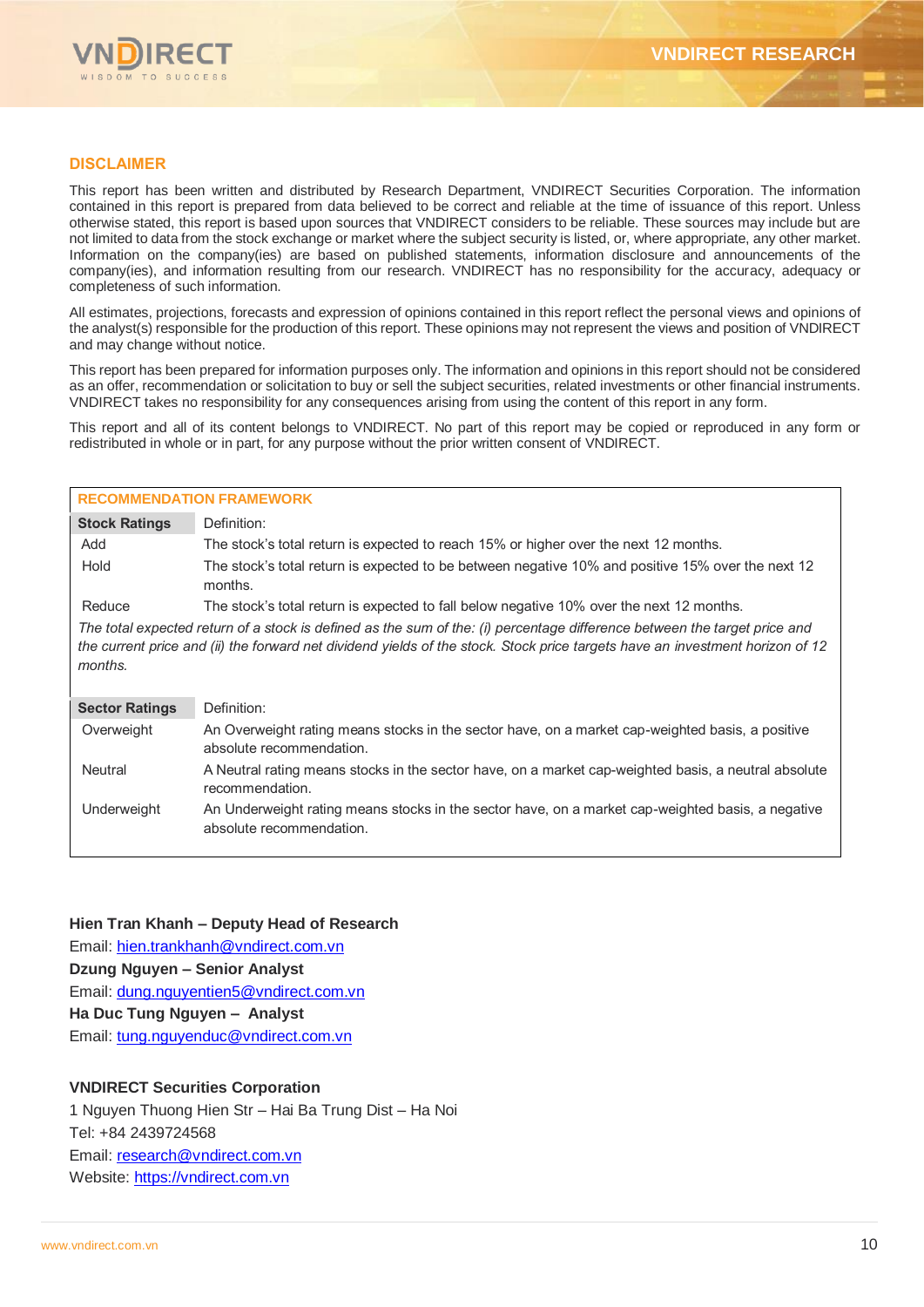## DISCLAIMER

This report has been written and distributed by Research Department, VNDIRECT Securities Corporation. The information contained in this report is prepared from data believed to be correct and reliable at the time of issuance of this report. Unless otherwise stated, this report is based upon sources that VNDIRECT considers to be reliable. These sources may include but are not limited to data from the stock exchange or market where the subject security is listed, or, where appropriate, any other market. Information on the company(ies) are based on published statements, information disclosure and announcements of the company(ies), and information resulting from our research. VNDIRECT has no responsibility for the accuracy, adequacy or completeness of such information.

All estimates, projections, forecasts and expression of opinions contained in this report reflect the personal views and opinions of the analyst(s) responsible for the production of this report. These opinions may not represent the views and position of VNDIRECT and may change without notice.

This report has been prepared for information purposes only. The information and opinions in this report should not be considered as an offer, recommendation or solicitation to buy or sell the subject securities, related investments or other financial instruments. VNDIRECT takes no responsibility for any consequences arising from using the content of this report in any form.

This report and all of its content belongs to VNDIRECT. No part of this report may be copied or reproduced in any form or redistributed in whole or in part, for any purpose without the prior written consent of VNDIRECT.

### RECOMMENDATION FRAMEWORK

| Stock Ratings | Definition: |
|---|---|
| Add | The stock's total return is expected to reach 15% or higher over the next 12 months. |
| Hold | The stock's total return is expected to be between negative 10% and positive 15% over the next 12 months. |
| Reduce | The stock's total return is expected to fall below negative 10% over the next 12 months. |

*The total expected return of a stock is defined as the sum of the: (i) percentage difference between the target price and the current price and (ii) the forward net dividend yields of the stock. Stock price targets have an investment horizon of 12 months.*

| Sector Ratings | Definition: |
|---|---|
| Overweight | An Overweight rating means stocks in the sector have, on a market cap-weighted basis, a positive absolute recommendation. |
| Neutral | A Neutral rating means stocks in the sector have, on a market cap-weighted basis, a neutral absolute recommendation. |
| Underweight | An Underweight rating means stocks in the sector have, on a market cap-weighted basis, a negative absolute recommendation. |

**Hien Tran Khanh – Deputy Head of Research**
Email: hien.trankhanh@vndirect.com.vn
**Dzung Nguyen – Senior Analyst**
Email: dung.nguyentien5@vndirect.com.vn
**Ha Duc Tung Nguyen – Analyst**
Email: tung.nguyenduc@vndirect.com.vn

**VNDIRECT Securities Corporation**
1 Nguyen Thuong Hien Str – Hai Ba Trung Dist – Ha Noi
Tel: +84 2439724568
Email: research@vndirect.com.vn
Website: https://vndirect.com.vn